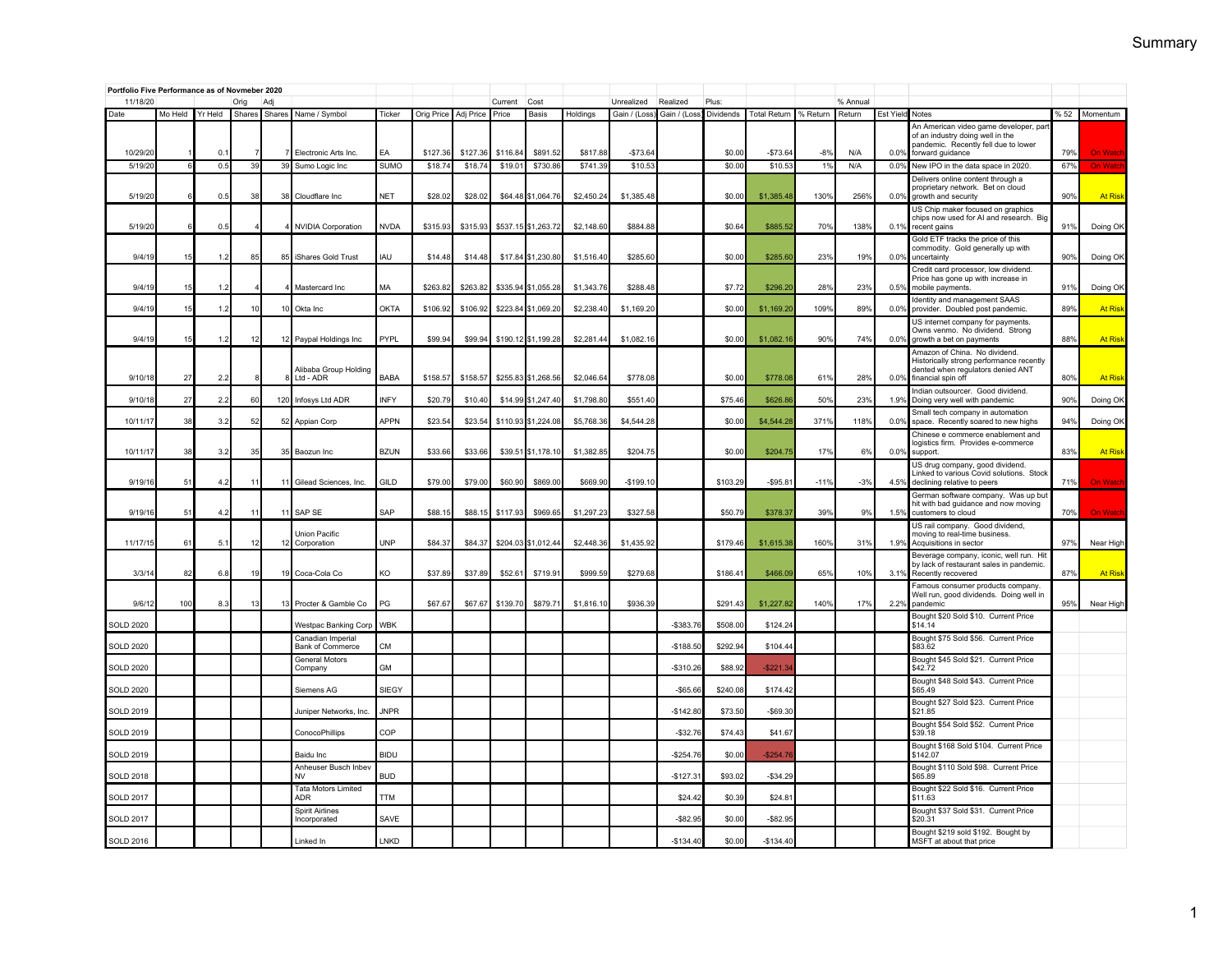## Summary

**Portfolio Five Performance as of Novmeber 2020**

11/18/20

| Date | Mo Held | Yr Held | Orig Shares | Adj Shares | Name / Symbol | Ticker | Orig Price | Adj Price | Current Price | Cost Basis | Holdings | Unrealized Gain / (Loss) | Realized Gain / (Loss) | Plus: Dividends | Total Return | % Return | % Annual Return | Est Yield | Notes | % 52 | Momentum |
|---|---|---|---|---|---|---|---|---|---|---|---|---|---|---|---|---|---|---|---|---|---|
| 10/29/20 | 1 | 0.1 | 7 | 7 | Electronic Arts Inc. | EA | $127.36 | $127.36 | $116.84 | $891.52 | $817.88 | -$73.64 | | $0.00 | -$73.64 | -8% | N/A | 0.0% | An American video game developer, part of an industry doing well in the pandemic. Recently fell due to lower forward guidance | 79% | On Watch |
| 5/19/20 | 6 | 0.5 | 39 | 39 | Sumo Logic Inc | SUMO | $18.74 | $18.74 | $19.01 | $730.86 | $741.39 | $10.53 | | $0.00 | $10.53 | 1% | N/A | 0.0% | New IPO in the data space in 2020. | 67% | On Watch |
| 5/19/20 | 6 | 0.5 | 38 | 38 | Cloudflare Inc | NET | $28.02 | $28.02 | $64.48 | $1,064.76 | $2,450.24 | $1,385.48 | | $0.00 | $1,385.48 | 130% | 256% | 0.0% | Delivers online content through a proprietary network. Bet on cloud growth and security | 90% | At Risk |
| 5/19/20 | 6 | 0.5 | 4 | 4 | NVIDIA Corporation | NVDA | $315.93 | $315.93 | $537.15 | $1,263.72 | $2,148.60 | $884.88 | | $0.64 | $885.52 | 70% | 138% | 0.1% | US Chip maker focused on graphics chips now used for AI and research. Big recent gains | 91% | Doing OK |
| 9/4/19 | 15 | 1.2 | 85 | 85 | iShares Gold Trust | IAU | $14.48 | $14.48 | $17.84 | $1,230.80 | $1,516.40 | $285.60 | | $0.00 | $285.60 | 23% | 19% | 0.0% | Gold ETF tracks the price of this commodity. Gold generally up with uncertainty | 90% | Doing OK |
| 9/4/19 | 15 | 1.2 | 4 | 4 | Mastercard Inc | MA | $263.82 | $263.82 | $335.94 | $1,055.28 | $1,343.76 | $288.48 | | $7.72 | $296.20 | 28% | 23% | 0.5% | Credit card processor, low dividend. Price has gone up with increase in mobile payments. | 91% | Doing OK |
| 9/4/19 | 15 | 1.2 | 10 | 10 | Okta Inc | OKTA | $106.92 | $106.92 | $223.84 | $1,069.20 | $2,238.40 | $1,169.20 | | $0.00 | $1,169.20 | 109% | 89% | 0.0% | Identity and management SAAS provider. Doubled post pandemic. | 89% | At Risk |
| 9/4/19 | 15 | 1.2 | 12 | 12 | Paypal Holdings Inc | PYPL | $99.94 | $99.94 | $190.12 | $1,199.28 | $2,281.44 | $1,082.16 | | $0.00 | $1,082.16 | 90% | 74% | 0.0% | US internet company for payments. Owns venmo. No dividend. Strong growth a bet on payments | 88% | At Risk |
| 9/10/18 | 27 | 2.2 | 8 | 8 | Alibaba Group Holding Ltd - ADR | BABA | $158.57 | $158.57 | $255.83 | $1,268.56 | $2,046.64 | $778.08 | | $0.00 | $778.08 | 61% | 28% | 0.0% | Amazon of China. No dividend. Historically strong performance recently dented when regulators denied ANT financial spin off | 80% | At Risk |
| 9/10/18 | 27 | 2.2 | 60 | 120 | Infosys Ltd ADR | INFY | $20.79 | $10.40 | $14.99 | $1,247.40 | $1,798.80 | $551.40 | | $75.46 | $626.86 | 50% | 23% | 1.9% | Indian outsourcer. Good dividend. Doing very well with pandemic | 90% | Doing OK |
| 10/11/17 | 38 | 3.2 | 52 | 52 | Appian Corp | APPN | $23.54 | $23.54 | $110.93 | $1,224.08 | $5,768.36 | $4,544.28 | | $0.00 | $4,544.28 | 371% | 118% | 0.0% | Small tech company in automation space. Recently soared to new highs | 94% | Doing OK |
| 10/11/17 | 38 | 3.2 | 35 | 35 | Baozun Inc | BZUN | $33.66 | $33.66 | $39.51 | $1,178.10 | $1,382.85 | $204.75 | | $0.00 | $204.75 | 17% | 6% | 0.0% | Chinese e commerce enablement and logistics firm. Provides e-commerce support. | 83% | At Risk |
| 9/19/16 | 51 | 4.2 | 11 | 11 | Gilead Sciences, Inc. | GILD | $79.00 | $79.00 | $60.90 | $869.00 | $669.90 | -$199.10 | | $103.29 | -$95.81 | -11% | -3% | 4.5% | US drug company, good dividend. Linked to various Covid solutions. Stock declining relative to peers | 71% | On Watch |
| 9/19/16 | 51 | 4.2 | 11 | 11 | SAP SE | SAP | $88.15 | $88.15 | $117.93 | $969.65 | $1,297.23 | $327.58 | | $50.79 | $378.37 | 39% | 9% | 1.5% | German software company. Was up but hit with bad guidance and now moving customers to cloud | 70% | On Watch |
| 11/17/15 | 61 | 5.1 | 12 | 12 | Union Pacific Corporation | UNP | $84.37 | $84.37 | $204.03 | $1,012.44 | $2,448.36 | $1,435.92 | | $179.46 | $1,615.38 | 160% | 31% | 1.9% | US rail company. Good dividend, moving to real-time business. Acquisitions in sector | 97% | Near High |
| 3/3/14 | 82 | 6.8 | 19 | 19 | Coca-Cola Co | KO | $37.89 | $37.89 | $52.61 | $719.91 | $999.59 | $279.68 | | $186.41 | $466.09 | 65% | 10% | 3.1% | Beverage company, iconic, well run. Hit by lack of restaurant sales in pandemic. Recently recovered | 87% | At Risk |
| 9/6/12 | 100 | 8.3 | 13 | 13 | Procter & Gamble Co | PG | $67.67 | $67.67 | $139.70 | $879.71 | $1,816.10 | $936.39 | | $291.43 | $1,227.82 | 140% | 17% | 2.2% | Famous consumer products company. Well run, good dividends. Doing well in pandemic | 95% | Near High |
| SOLD 2020 | | | | | Westpac Banking Corp | WBK | | | | | | | -$383.76 | $508.00 | $124.24 | | | | Bought $20 Sold $10. Current Price $14.14 | | |
| SOLD 2020 | | | | | Canadian Imperial Bank of Commerce | CM | | | | | | | -$188.50 | $292.94 | $104.44 | | | | Bought $75 Sold $56. Current Price $83.62 | | |
| SOLD 2020 | | | | | General Motors Company | GM | | | | | | | -$310.26 | $88.92 | -$221.34 | | | | Bought $45 Sold $21. Current Price $42.72 | | |
| SOLD 2020 | | | | | Siemens AG | SIEGY | | | | | | | -$65.66 | $240.08 | $174.42 | | | | Bought $48 Sold $43. Current Price $65.49 | | |
| SOLD 2019 | | | | | Juniper Networks, Inc. | JNPR | | | | | | | -$142.80 | $73.50 | -$69.30 | | | | Bought $27 Sold $23. Current Price $21.85 | | |
| SOLD 2019 | | | | | ConocoPhillips | COP | | | | | | | -$32.76 | $74.43 | $41.67 | | | | Bought $54 Sold $52. Current Price $39.18 | | |
| SOLD 2019 | | | | | Baidu Inc | BIDU | | | | | | | -$254.76 | $0.00 | -$254.76 | | | | Bought $168 Sold $104. Current Price $142.07 | | |
| SOLD 2018 | | | | | Anheuser Busch Inbev NV | BUD | | | | | | | -$127.31 | $93.02 | -$34.29 | | | | Bought $110 Sold $98. Current Price $65.89 | | |
| SOLD 2017 | | | | | Tata Motors Limited ADR | TTM | | | | | | | $24.42 | $0.39 | $24.81 | | | | Bought $22 Sold $16. Current Price $11.63 | | |
| SOLD 2017 | | | | | Spirit Airlines Incorporated | SAVE | | | | | | | -$82.95 | $0.00 | -$82.95 | | | | Bought $37 Sold $31. Current Price $20.31 | | |
| SOLD 2016 | | | | | Linked In | LNKD | | | | | | | -$134.40 | $0.00 | -$134.40 | | | | Bought $219 sold $192. Bought by MSFT at about that price | | |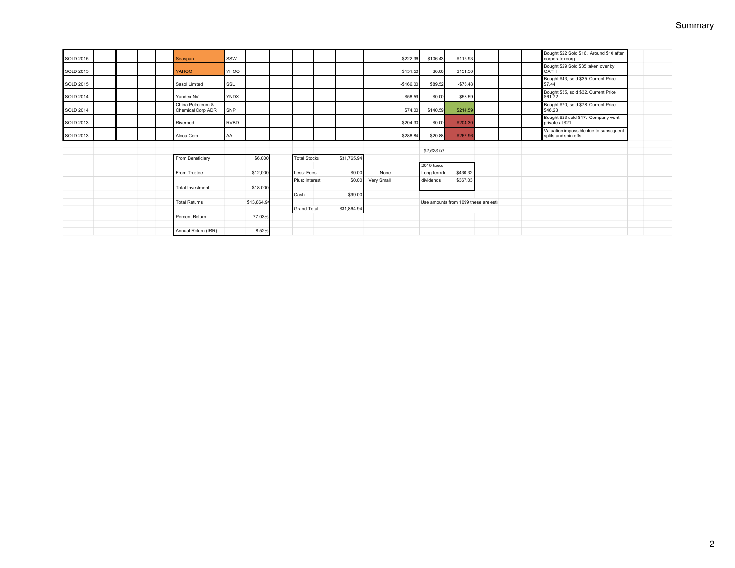| | | | | | | | | | | | | | | | | | | |
|---|---|---|---|---|---|---|---|---|---|---|---|---|---|---|---|---|---|---|
| SOLD 2015 | | | | Seaspan | SSW | | | | | | | -$222.36 | $106.43 | -$115.93 | | | | Bought $22 Sold $16. Around $10 after corporate reorg |
| SOLD 2015 | | | | YAHOO | YHOO | | | | | | | $151.50 | $0.00 | $151.50 | | | | Bought $29 Sold $35 taken over by OATH |
| SOLD 2015 | | | | Sasol Limited | SSL | | | | | | | -$166.00 | $89.52 | -$76.48 | | | | Bought $43, sold $35. Current Price $7.44 |
| SOLD 2014 | | | | Yandex NV | YNDX | | | | | | | -$58.59 | $0.00 | -$58.59 | | | | Bought $35, sold $32. Current Price $61.72 |
| SOLD 2014 | | | | China Petroleum & Chemical Corp ADR | SNP | | | | | | | $74.00 | $140.59 | $214.59 | | | | Bought $70, sold $78. Current Price $46.23 |
| SOLD 2013 | | | | Riverbed | RVBD | | | | | | | -$204.30 | $0.00 | -$204.30 | | | | Bought $23 sold $17. Company went private at $21 |
| SOLD 2013 | | | | Alcoa Corp | AA | | | | | | | -$288.84 | $20.88 | -$267.96 | | | | Valuation impossible due to subsequent splits and spin offs |

*$2,623.90*

| | | | | | |
|---|---|---|---|---|---|
| From Beneficiary | $6,000 | Total Stocks | $31,765.94 | | |
| From Trustee | $12,000 | Less: Fees | $0.00 | None | |
| | | Plus: Interest | $0.00 | Very Small | |
| Total Investment | $18,000 | Cash | $99.00 | | |
| Total Returns | $13,864.94 | Grand Total | $31,864.94 | | |
| Percent Return | 77.03% | | | | |
| Annual Return (IRR) | 8.52% | | | | |

| 2019 taxes | |
|---|---|
| Long term lo | -$430.32 |
| dividends | $367.03 |

Use amounts from 1099 these are esti